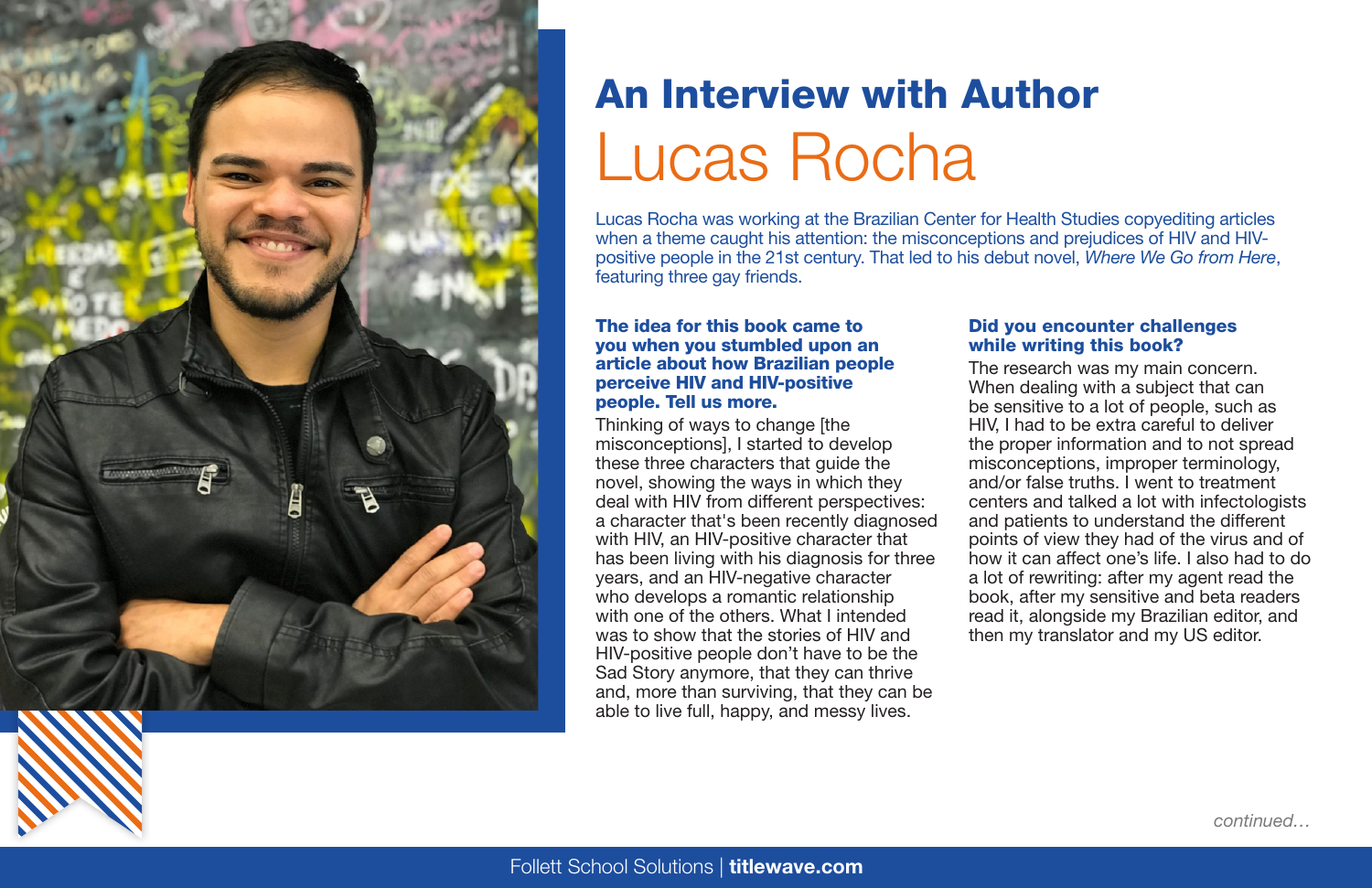# An Interview with Author Lucas Rocha

Lucas Rocha was working at the Brazilian Center for Health Studies copyediting articles when a theme caught his attention: the misconceptions and prejudices of HIV and HIV-positive people in the 21st century. That led to his debut novel, *Where We Go from Here*, featuring three gay friends.

**The idea for this book came to you when you stumbled upon an article about how Brazilian people perceive HIV and HIV-positive people. Tell us more.**

Thinking of ways to change [the misconceptions], I started to develop these three characters that guide the novel, showing the ways in which they deal with HIV from different perspectives: a character that's been recently diagnosed with HIV, an HIV-positive character that has been living with his diagnosis for three years, and an HIV-negative character who develops a romantic relationship with one of the others. What I intended was to show that the stories of HIV and HIV-positive people don't have to be the Sad Story anymore, that they can thrive and, more than surviving, that they can be able to live full, happy, and messy lives.

**Did you encounter challenges while writing this book?**

The research was my main concern. When dealing with a subject that can be sensitive to a lot of people, such as HIV, I had to be extra careful to deliver the proper information and to not spread misconceptions, improper terminology, and/or false truths. I went to treatment centers and talked a lot with infectologists and patients to understand the different points of view they had of the virus and of how it can affect one's life. I also had to do a lot of rewriting: after my agent read the book, after my sensitive and beta readers read it, alongside my Brazilian editor, and then my translator and my US editor.

*continued…*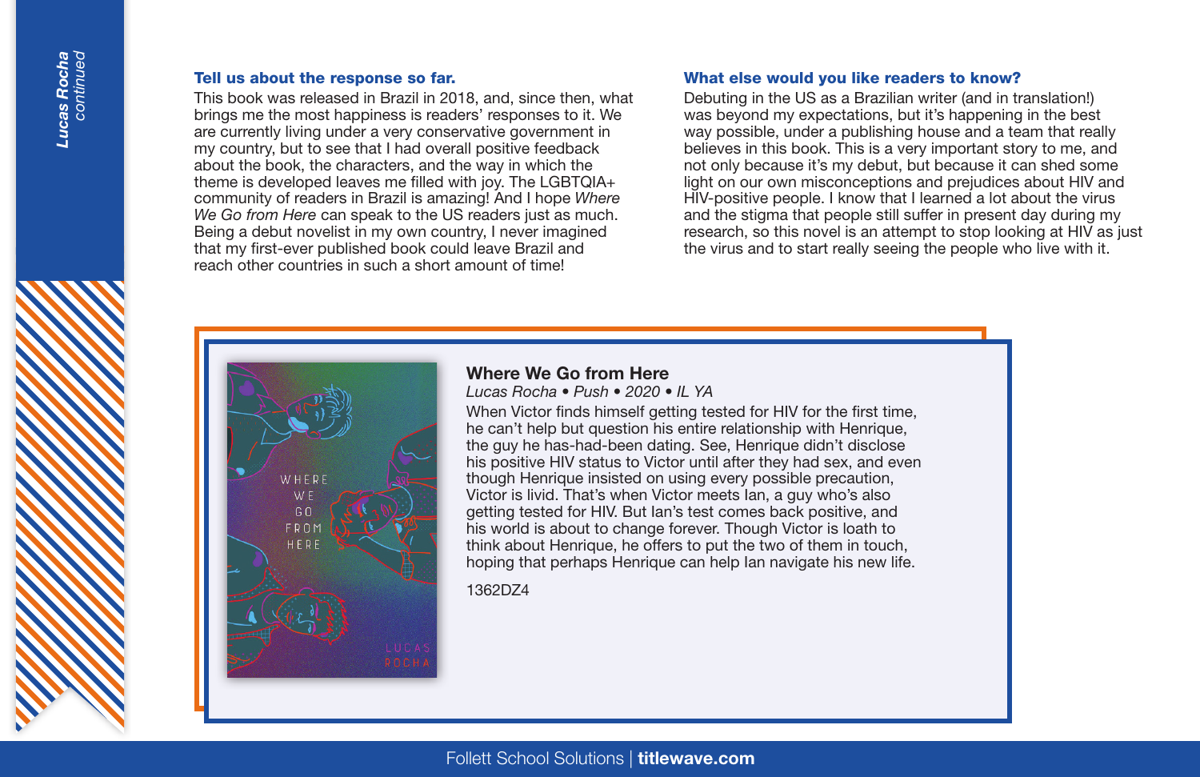### Tell us about the response so far.

This book was released in Brazil in 2018, and, since then, what brings me the most happiness is readers' responses to it. We are currently living under a very conservative government in my country, but to see that I had overall positive feedback about the book, the characters, and the way in which the theme is developed leaves me filled with joy. The LGBTQIA+ community of readers in Brazil is amazing! And I hope *Where We Go from Here* can speak to the US readers just as much. Being a debut novelist in my own country, I never imagined that my first-ever published book could leave Brazil and reach other countries in such a short amount of time!

### What else would you like readers to know?

Debuting in the US as a Brazilian writer (and in translation!) was beyond my expectations, but it's happening in the best way possible, under a publishing house and a team that really believes in this book. This is a very important story to me, and not only because it's my debut, but because it can shed some light on our own misconceptions and prejudices about HIV and HIV-positive people. I know that I learned a lot about the virus and the stigma that people still suffer in present day during my research, so this novel is an attempt to stop looking at HIV as just the virus and to start really seeing the people who live with it.

**Where We Go from Here**

*Lucas Rocha • Push • 2020 • IL YA*

When Victor finds himself getting tested for HIV for the first time, he can't help but question his entire relationship with Henrique, the guy he has-had-been dating. See, Henrique didn't disclose his positive HIV status to Victor until after they had sex, and even though Henrique insisted on using every possible precaution, Victor is livid. That's when Victor meets Ian, a guy who's also getting tested for HIV. But Ian's test comes back positive, and his world is about to change forever. Though Victor is loath to think about Henrique, he offers to put the two of them in touch, hoping that perhaps Henrique can help Ian navigate his new life.

1362DZ4